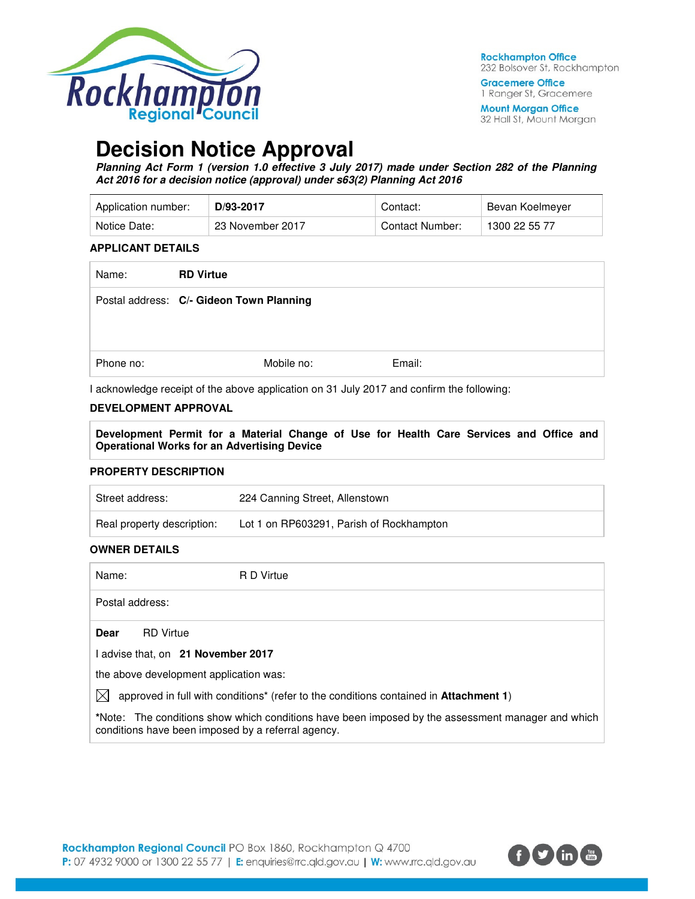Rockhampton Office
232 Bolsover St, Rockhampton

Gracemere Office
1 Ranger St, Gracemere

Mount Morgan Office
32 Hall St, Mount Morgan

# Decision Notice Approval

***Planning Act Form 1 (version 1.0 effective 3 July 2017) made under Section 282 of the Planning Act 2016 for a decision notice (approval) under s63(2) Planning Act 2016***

| Application number: | **D/93-2017** | Contact: | Bevan Koelmeyer |
|---|---|---|---|
| Notice Date: | 23 November 2017 | Contact Number: | 1300 22 55 77 |

### APPLICANT DETAILS

| | | |
|---|---|---|
| Name: **RD Virtue** | | |
| Postal address: **C/- Gideon Town Planning** | | |
| Phone no: | Mobile no: | Email: |

I acknowledge receipt of the above application on 31 July 2017 and confirm the following:

### DEVELOPMENT APPROVAL

**Development Permit for a Material Change of Use for Health Care Services and Office and Operational Works for an Advertising Device**

### PROPERTY DESCRIPTION

| | |
|---|---|
| Street address: | 224 Canning Street, Allenstown |
| Real property description: | Lot 1 on RP603291, Parish of Rockhampton |

### OWNER DETAILS

| | |
|---|---|
| Name: | R D Virtue |
| Postal address: | |

**Dear** RD Virtue

I advise that, on **21 November 2017**

the above development application was:

☒ approved in full with conditions* (refer to the conditions contained in **Attachment 1**)

*Note: The conditions show which conditions have been imposed by the assessment manager and which conditions have been imposed by a referral agency.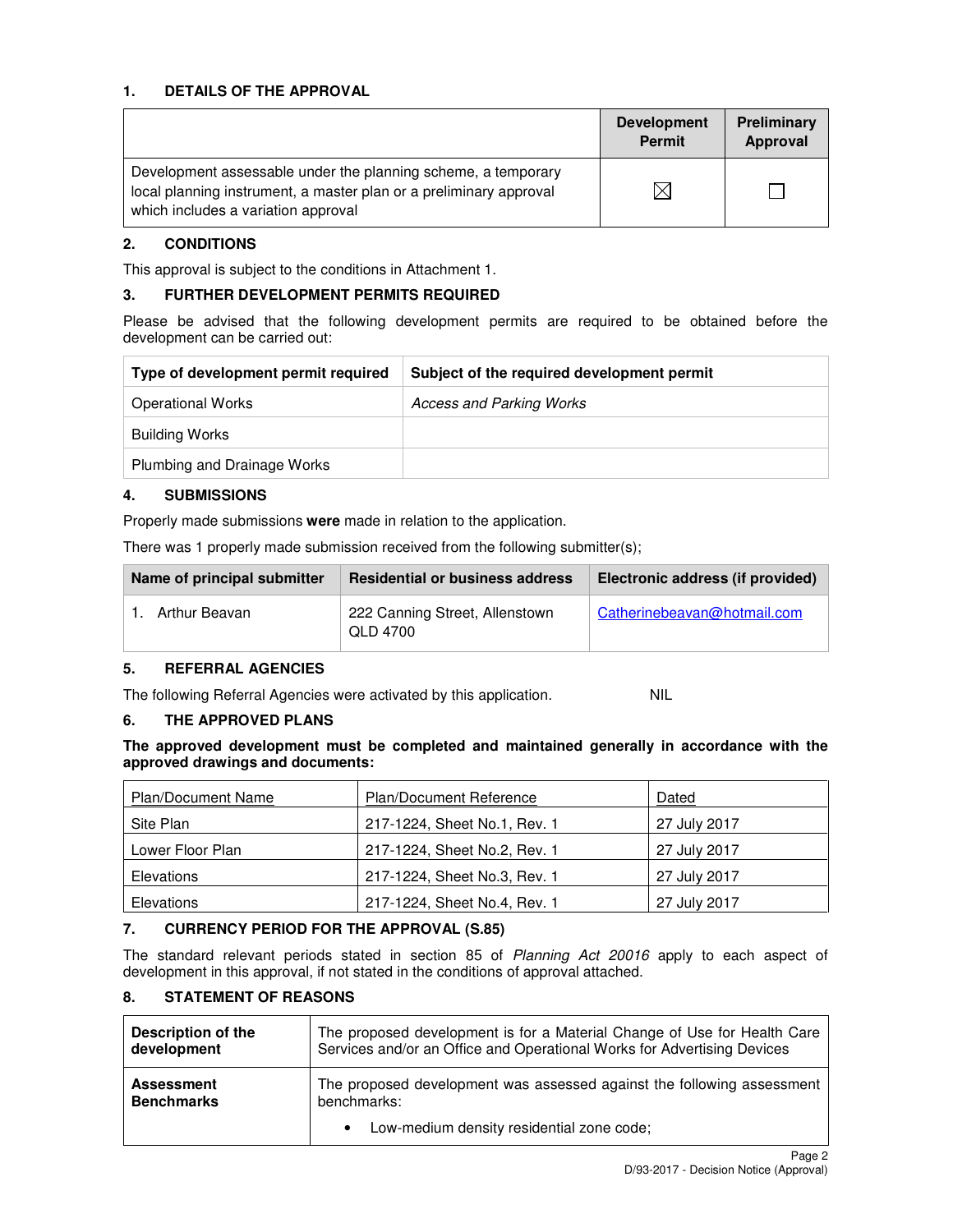## 1. DETAILS OF THE APPROVAL

| | Development Permit | Preliminary Approval |
|---|---|---|
| Development assessable under the planning scheme, a temporary local planning instrument, a master plan or a preliminary approval which includes a variation approval | ☒ | ☐ |

## 2. CONDITIONS

This approval is subject to the conditions in Attachment 1.

## 3. FURTHER DEVELOPMENT PERMITS REQUIRED

Please be advised that the following development permits are required to be obtained before the development can be carried out:

| Type of development permit required | Subject of the required development permit |
|---|---|
| Operational Works | *Access and Parking Works* |
| Building Works | |
| Plumbing and Drainage Works | |

## 4. SUBMISSIONS

Properly made submissions **were** made in relation to the application.

There was 1 properly made submission received from the following submitter(s);

| Name of principal submitter | Residential or business address | Electronic address (if provided) |
|---|---|---|
| 1. Arthur Beavan | 222 Canning Street, Allenstown QLD 4700 | Catherinebeavan@hotmail.com |

## 5. REFERRAL AGENCIES

The following Referral Agencies were activated by this application. NIL

## 6. THE APPROVED PLANS

**The approved development must be completed and maintained generally in accordance with the approved drawings and documents:**

| Plan/Document Name | Plan/Document Reference | Dated |
|---|---|---|
| Site Plan | 217-1224, Sheet No.1, Rev. 1 | 27 July 2017 |
| Lower Floor Plan | 217-1224, Sheet No.2, Rev. 1 | 27 July 2017 |
| Elevations | 217-1224, Sheet No.3, Rev. 1 | 27 July 2017 |
| Elevations | 217-1224, Sheet No.4, Rev. 1 | 27 July 2017 |

## 7. CURRENCY PERIOD FOR THE APPROVAL (S.85)

The standard relevant periods stated in section 85 of *Planning Act 20016* apply to each aspect of development in this approval, if not stated in the conditions of approval attached.

## 8. STATEMENT OF REASONS

| | |
|---|---|
| **Description of the development** | The proposed development is for a Material Change of Use for Health Care Services and/or an Office and Operational Works for Advertising Devices |
| **Assessment Benchmarks** | The proposed development was assessed against the following assessment benchmarks:<br>• Low-medium density residential zone code; |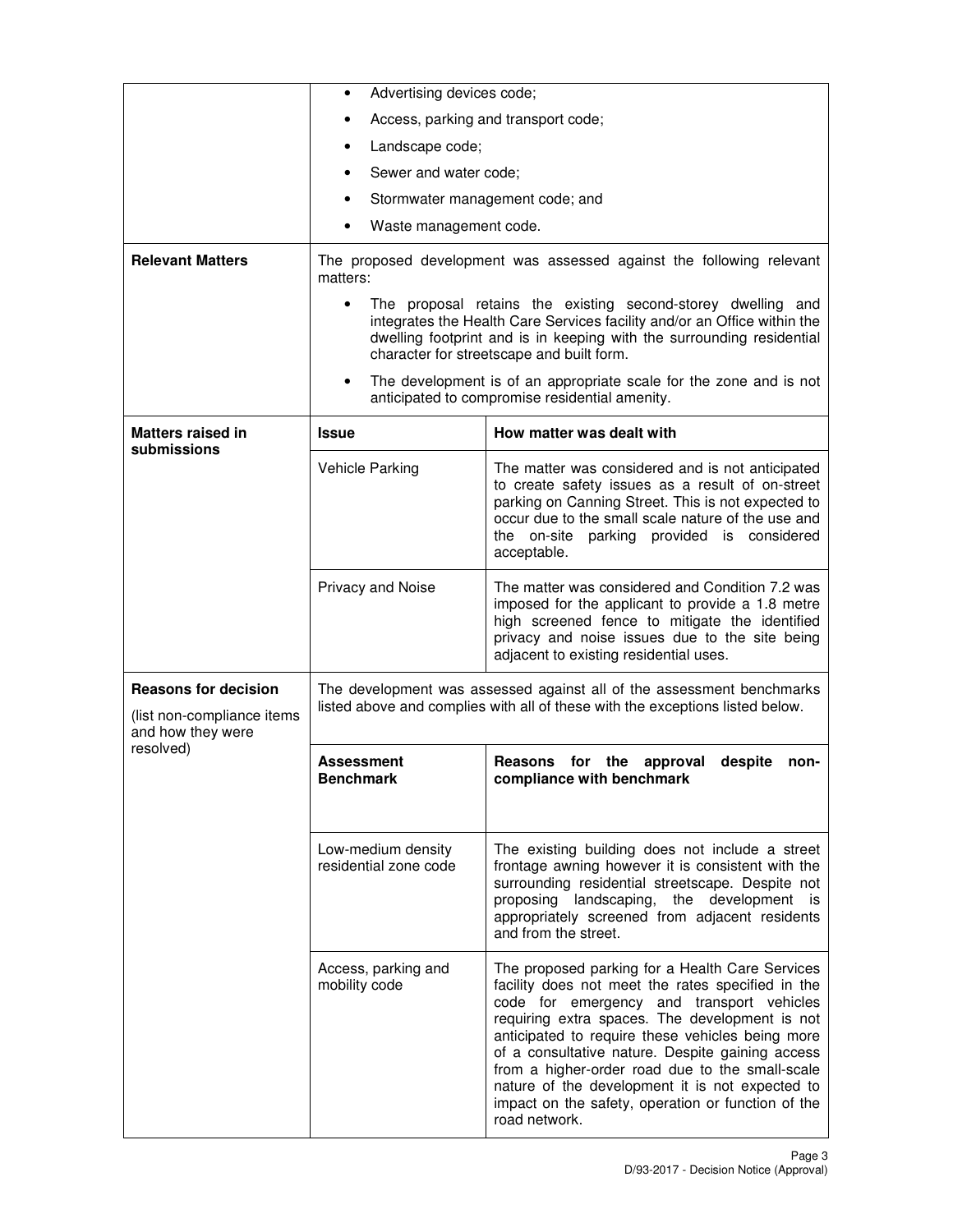| | | |
|---|---|---|
| | • Advertising devices code;<br>• Access, parking and transport code;<br>• Landscape code;<br>• Sewer and water code;<br>• Stormwater management code; and<br>• Waste management code. | |
| **Relevant Matters** | The proposed development was assessed against the following relevant matters:<br>• The proposal retains the existing second-storey dwelling and integrates the Health Care Services facility and/or an Office within the dwelling footprint and is in keeping with the surrounding residential character for streetscape and built form.<br>• The development is of an appropriate scale for the zone and is not anticipated to compromise residential amenity. | |
| **Matters raised in submissions** | **Issue** | **How matter was dealt with** |
| | Vehicle Parking | The matter was considered and is not anticipated to create safety issues as a result of on-street parking on Canning Street. This is not expected to occur due to the small scale nature of the use and the on-site parking provided is considered acceptable. |
| | Privacy and Noise | The matter was considered and Condition 7.2 was imposed for the applicant to provide a 1.8 metre high screened fence to mitigate the identified privacy and noise issues due to the site being adjacent to existing residential uses. |
| **Reasons for decision**<br>(list non-compliance items and how they were resolved) | The development was assessed against all of the assessment benchmarks listed above and complies with all of these with the exceptions listed below. | |
| | **Assessment Benchmark** | **Reasons for the approval despite non-compliance with benchmark** |
| | Low-medium density residential zone code | The existing building does not include a street frontage awning however it is consistent with the surrounding residential streetscape. Despite not proposing landscaping, the development is appropriately screened from adjacent residents and from the street. |
| | Access, parking and mobility code | The proposed parking for a Health Care Services facility does not meet the rates specified in the code for emergency and transport vehicles requiring extra spaces. The development is not anticipated to require these vehicles being more of a consultative nature. Despite gaining access from a higher-order road due to the small-scale nature of the development it is not expected to impact on the safety, operation or function of the road network. |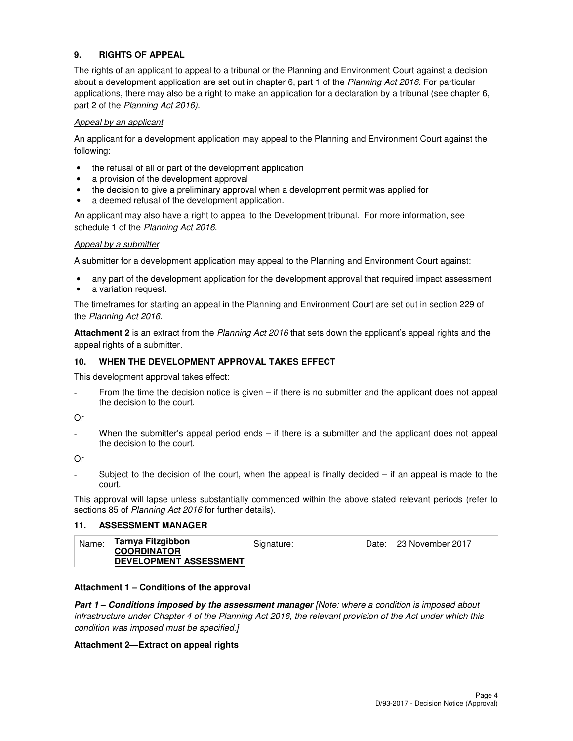## 9. RIGHTS OF APPEAL

The rights of an applicant to appeal to a tribunal or the Planning and Environment Court against a decision about a development application are set out in chapter 6, part 1 of the *Planning Act 2016*. For particular applications, there may also be a right to make an application for a declaration by a tribunal (see chapter 6, part 2 of the *Planning Act 2016).*

*Appeal by an applicant*

An applicant for a development application may appeal to the Planning and Environment Court against the following:

- the refusal of all or part of the development application
- a provision of the development approval
- the decision to give a preliminary approval when a development permit was applied for
- a deemed refusal of the development application.

An applicant may also have a right to appeal to the Development tribunal. For more information, see schedule 1 of the *Planning Act 2016*.

*Appeal by a submitter*

A submitter for a development application may appeal to the Planning and Environment Court against:

- any part of the development application for the development approval that required impact assessment
- a variation request.

The timeframes for starting an appeal in the Planning and Environment Court are set out in section 229 of the *Planning Act 2016*.

**Attachment 2** is an extract from the *Planning Act 2016* that sets down the applicant's appeal rights and the appeal rights of a submitter.

## 10. WHEN THE DEVELOPMENT APPROVAL TAKES EFFECT

This development approval takes effect:

- From the time the decision notice is given – if there is no submitter and the applicant does not appeal the decision to the court.

Or

- When the submitter's appeal period ends – if there is a submitter and the applicant does not appeal the decision to the court.

Or

- Subject to the decision of the court, when the appeal is finally decided – if an appeal is made to the court.

This approval will lapse unless substantially commenced within the above stated relevant periods (refer to sections 85 of *Planning Act 2016* for further details).

## 11. ASSESSMENT MANAGER

| Name: | **Tarnya Fitzgibbon** **COORDINATOR DEVELOPMENT ASSESSMENT** | Signature: | Date: 23 November 2017 |
|---|---|---|---|

**Attachment 1 – Conditions of the approval**

***Part 1 – Conditions imposed by the assessment manager*** *[Note: where a condition is imposed about infrastructure under Chapter 4 of the Planning Act 2016, the relevant provision of the Act under which this condition was imposed must be specified.]*

**Attachment 2—Extract on appeal rights**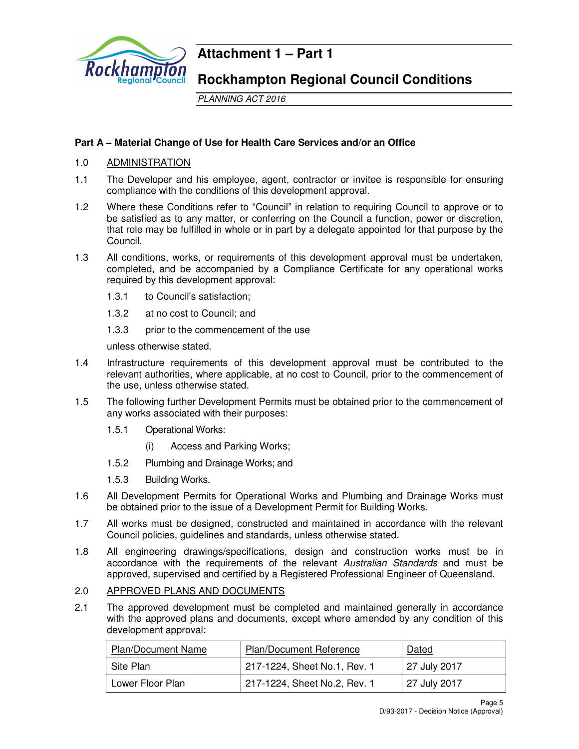# Attachment 1 – Part 1

# Rockhampton Regional Council Conditions

*PLANNING ACT 2016*

**Part A – Material Change of Use for Health Care Services and/or an Office**

1.0 ADMINISTRATION

1.1 The Developer and his employee, agent, contractor or invitee is responsible for ensuring compliance with the conditions of this development approval.

1.2 Where these Conditions refer to "Council" in relation to requiring Council to approve or to be satisfied as to any matter, or conferring on the Council a function, power or discretion, that role may be fulfilled in whole or in part by a delegate appointed for that purpose by the Council.

1.3 All conditions, works, or requirements of this development approval must be undertaken, completed, and be accompanied by a Compliance Certificate for any operational works required by this development approval:

- 1.3.1 to Council's satisfaction;
- 1.3.2 at no cost to Council; and
- 1.3.3 prior to the commencement of the use

unless otherwise stated.

1.4 Infrastructure requirements of this development approval must be contributed to the relevant authorities, where applicable, at no cost to Council, prior to the commencement of the use, unless otherwise stated.

1.5 The following further Development Permits must be obtained prior to the commencement of any works associated with their purposes:

- 1.5.1 Operational Works:
  - (i) Access and Parking Works;
- 1.5.2 Plumbing and Drainage Works; and
- 1.5.3 Building Works.

1.6 All Development Permits for Operational Works and Plumbing and Drainage Works must be obtained prior to the issue of a Development Permit for Building Works.

1.7 All works must be designed, constructed and maintained in accordance with the relevant Council policies, guidelines and standards, unless otherwise stated.

1.8 All engineering drawings/specifications, design and construction works must be in accordance with the requirements of the relevant *Australian Standards* and must be approved, supervised and certified by a Registered Professional Engineer of Queensland.

2.0 APPROVED PLANS AND DOCUMENTS

2.1 The approved development must be completed and maintained generally in accordance with the approved plans and documents, except where amended by any condition of this development approval:

| Plan/Document Name | Plan/Document Reference | Dated |
|---|---|---|
| Site Plan | 217-1224, Sheet No.1, Rev. 1 | 27 July 2017 |
| Lower Floor Plan | 217-1224, Sheet No.2, Rev. 1 | 27 July 2017 |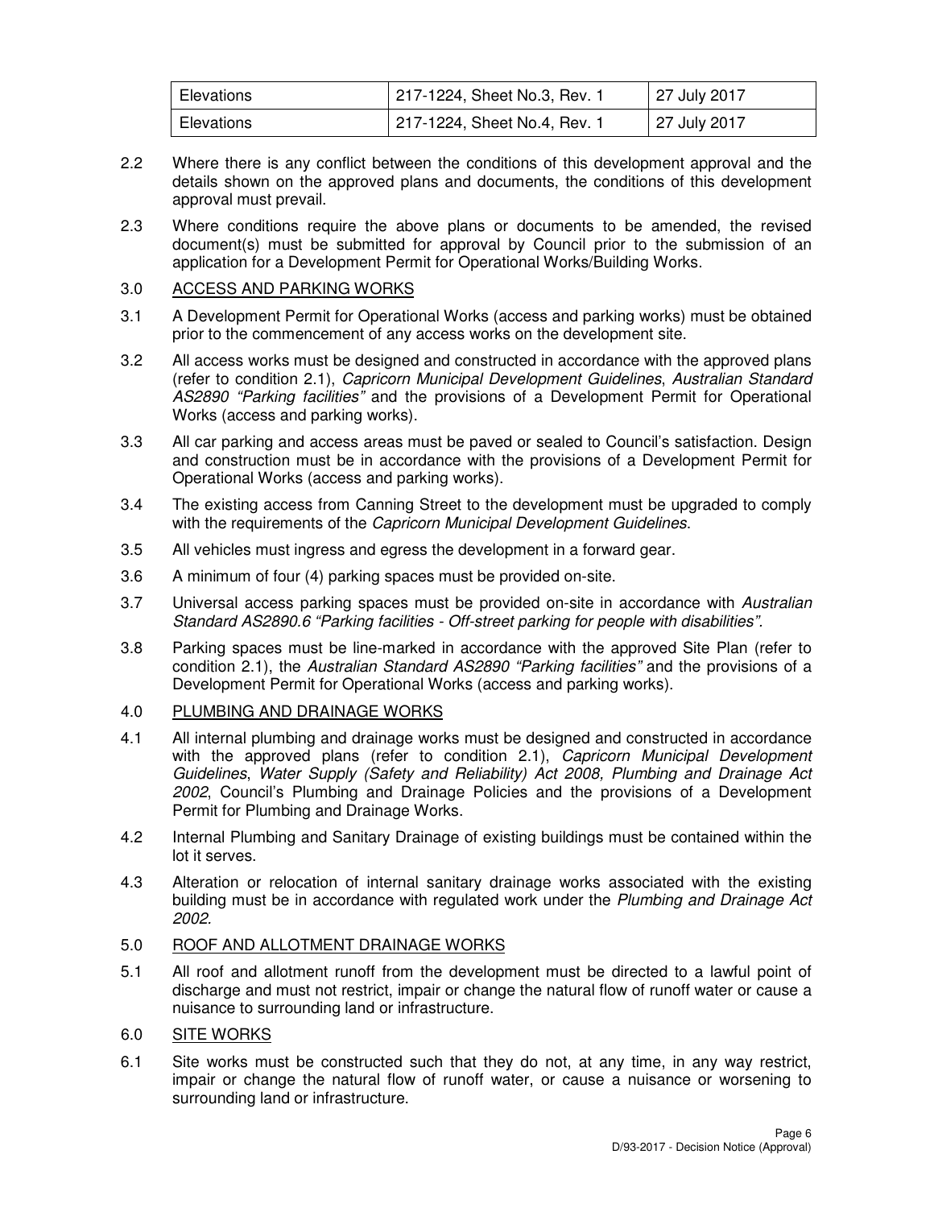| Elevations | 217-1224, Sheet No.3, Rev. 1 | 27 July 2017 |
| --- | --- | --- |
| Elevations | 217-1224, Sheet No.4, Rev. 1 | 27 July 2017 |

2.2 Where there is any conflict between the conditions of this development approval and the details shown on the approved plans and documents, the conditions of this development approval must prevail.

2.3 Where conditions require the above plans or documents to be amended, the revised document(s) must be submitted for approval by Council prior to the submission of an application for a Development Permit for Operational Works/Building Works.

3.0 ACCESS AND PARKING WORKS

3.1 A Development Permit for Operational Works (access and parking works) must be obtained prior to the commencement of any access works on the development site.

3.2 All access works must be designed and constructed in accordance with the approved plans (refer to condition 2.1), *Capricorn Municipal Development Guidelines*, *Australian Standard AS2890 "Parking facilities"* and the provisions of a Development Permit for Operational Works (access and parking works).

3.3 All car parking and access areas must be paved or sealed to Council's satisfaction. Design and construction must be in accordance with the provisions of a Development Permit for Operational Works (access and parking works).

3.4 The existing access from Canning Street to the development must be upgraded to comply with the requirements of the *Capricorn Municipal Development Guidelines*.

3.5 All vehicles must ingress and egress the development in a forward gear.

3.6 A minimum of four (4) parking spaces must be provided on-site.

3.7 Universal access parking spaces must be provided on-site in accordance with *Australian Standard AS2890.6 "Parking facilities - Off-street parking for people with disabilities"*.

3.8 Parking spaces must be line-marked in accordance with the approved Site Plan (refer to condition 2.1), the *Australian Standard AS2890 "Parking facilities"* and the provisions of a Development Permit for Operational Works (access and parking works).

4.0 PLUMBING AND DRAINAGE WORKS

4.1 All internal plumbing and drainage works must be designed and constructed in accordance with the approved plans (refer to condition 2.1), *Capricorn Municipal Development Guidelines*, *Water Supply (Safety and Reliability) Act 2008*, *Plumbing and Drainage Act 2002*, Council's Plumbing and Drainage Policies and the provisions of a Development Permit for Plumbing and Drainage Works.

4.2 Internal Plumbing and Sanitary Drainage of existing buildings must be contained within the lot it serves.

4.3 Alteration or relocation of internal sanitary drainage works associated with the existing building must be in accordance with regulated work under the *Plumbing and Drainage Act 2002*.

5.0 ROOF AND ALLOTMENT DRAINAGE WORKS

5.1 All roof and allotment runoff from the development must be directed to a lawful point of discharge and must not restrict, impair or change the natural flow of runoff water or cause a nuisance to surrounding land or infrastructure.

6.0 SITE WORKS

6.1 Site works must be constructed such that they do not, at any time, in any way restrict, impair or change the natural flow of runoff water, or cause a nuisance or worsening to surrounding land or infrastructure.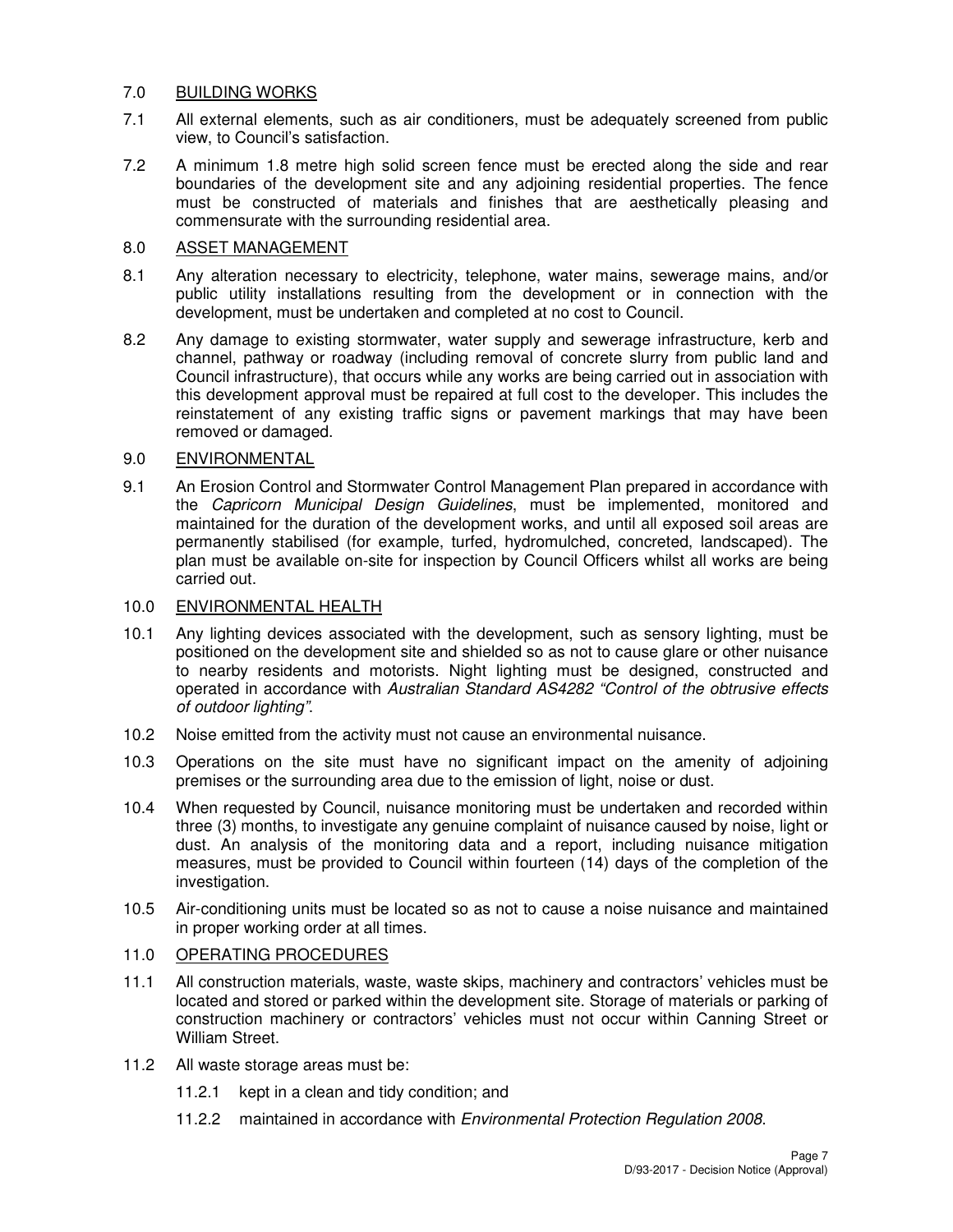## 7.0 BUILDING WORKS

7.1 All external elements, such as air conditioners, must be adequately screened from public view, to Council's satisfaction.

7.2 A minimum 1.8 metre high solid screen fence must be erected along the side and rear boundaries of the development site and any adjoining residential properties. The fence must be constructed of materials and finishes that are aesthetically pleasing and commensurate with the surrounding residential area.

## 8.0 ASSET MANAGEMENT

8.1 Any alteration necessary to electricity, telephone, water mains, sewerage mains, and/or public utility installations resulting from the development or in connection with the development, must be undertaken and completed at no cost to Council.

8.2 Any damage to existing stormwater, water supply and sewerage infrastructure, kerb and channel, pathway or roadway (including removal of concrete slurry from public land and Council infrastructure), that occurs while any works are being carried out in association with this development approval must be repaired at full cost to the developer. This includes the reinstatement of any existing traffic signs or pavement markings that may have been removed or damaged.

## 9.0 ENVIRONMENTAL

9.1 An Erosion Control and Stormwater Control Management Plan prepared in accordance with the *Capricorn Municipal Design Guidelines*, must be implemented, monitored and maintained for the duration of the development works, and until all exposed soil areas are permanently stabilised (for example, turfed, hydromulched, concreted, landscaped). The plan must be available on-site for inspection by Council Officers whilst all works are being carried out.

## 10.0 ENVIRONMENTAL HEALTH

10.1 Any lighting devices associated with the development, such as sensory lighting, must be positioned on the development site and shielded so as not to cause glare or other nuisance to nearby residents and motorists. Night lighting must be designed, constructed and operated in accordance with *Australian Standard AS4282 "Control of the obtrusive effects of outdoor lighting"*.

10.2 Noise emitted from the activity must not cause an environmental nuisance.

10.3 Operations on the site must have no significant impact on the amenity of adjoining premises or the surrounding area due to the emission of light, noise or dust.

10.4 When requested by Council, nuisance monitoring must be undertaken and recorded within three (3) months, to investigate any genuine complaint of nuisance caused by noise, light or dust. An analysis of the monitoring data and a report, including nuisance mitigation measures, must be provided to Council within fourteen (14) days of the completion of the investigation.

10.5 Air-conditioning units must be located so as not to cause a noise nuisance and maintained in proper working order at all times.

## 11.0 OPERATING PROCEDURES

11.1 All construction materials, waste, waste skips, machinery and contractors' vehicles must be located and stored or parked within the development site. Storage of materials or parking of construction machinery or contractors' vehicles must not occur within Canning Street or William Street.

11.2 All waste storage areas must be:

- 11.2.1 kept in a clean and tidy condition; and
- 11.2.2 maintained in accordance with *Environmental Protection Regulation 2008*.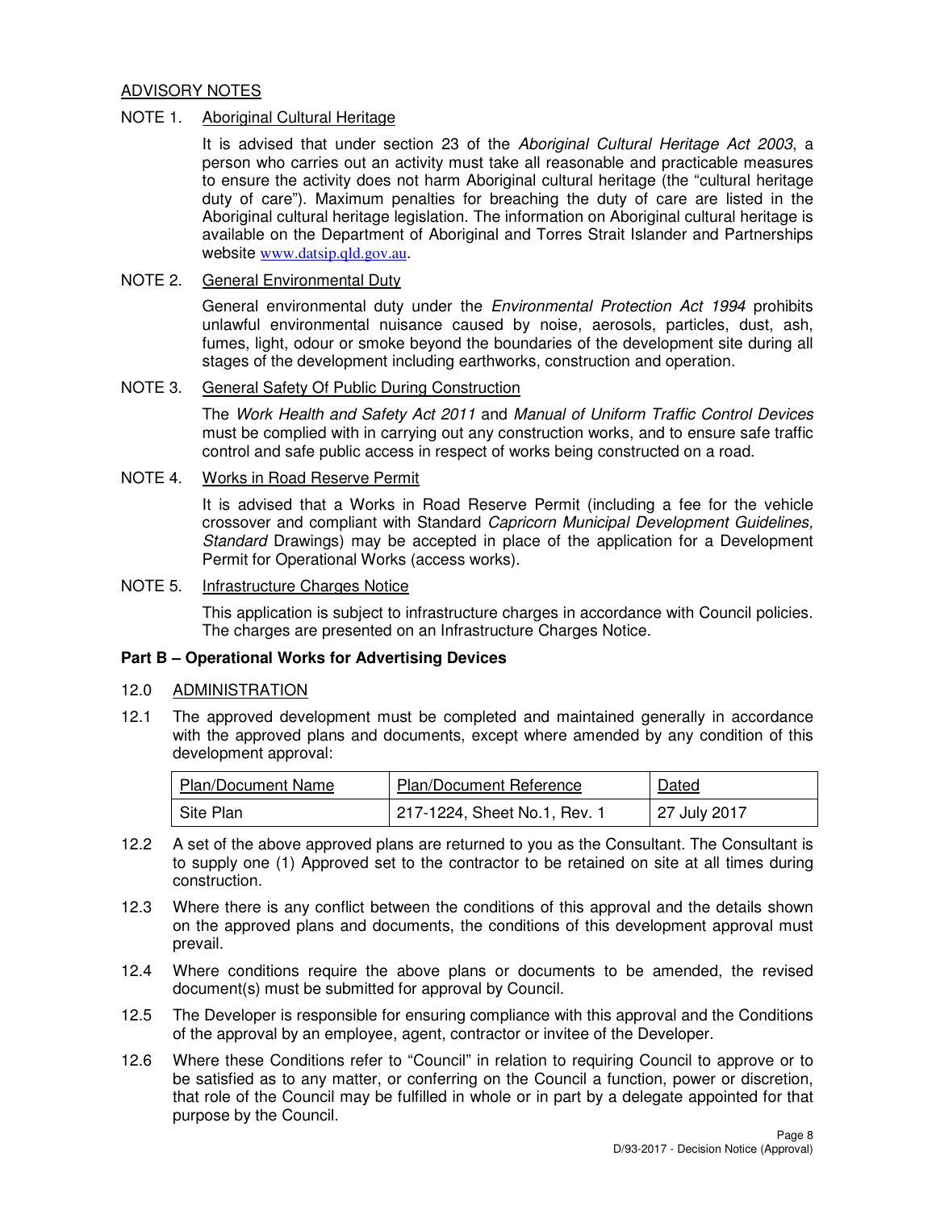## ADVISORY NOTES

NOTE 1. Aboriginal Cultural Heritage

It is advised that under section 23 of the *Aboriginal Cultural Heritage Act 2003*, a person who carries out an activity must take all reasonable and practicable measures to ensure the activity does not harm Aboriginal cultural heritage (the "cultural heritage duty of care"). Maximum penalties for breaching the duty of care are listed in the Aboriginal cultural heritage legislation. The information on Aboriginal cultural heritage is available on the Department of Aboriginal and Torres Strait Islander and Partnerships website www.datsip.qld.gov.au.

NOTE 2. General Environmental Duty

General environmental duty under the *Environmental Protection Act 1994* prohibits unlawful environmental nuisance caused by noise, aerosols, particles, dust, ash, fumes, light, odour or smoke beyond the boundaries of the development site during all stages of the development including earthworks, construction and operation.

NOTE 3. General Safety Of Public During Construction

The *Work Health and Safety Act 2011* and *Manual of Uniform Traffic Control Devices* must be complied with in carrying out any construction works, and to ensure safe traffic control and safe public access in respect of works being constructed on a road.

NOTE 4. Works in Road Reserve Permit

It is advised that a Works in Road Reserve Permit (including a fee for the vehicle crossover and compliant with Standard *Capricorn Municipal Development Guidelines, Standard* Drawings) may be accepted in place of the application for a Development Permit for Operational Works (access works).

NOTE 5. Infrastructure Charges Notice

This application is subject to infrastructure charges in accordance with Council policies. The charges are presented on an Infrastructure Charges Notice.

**Part B – Operational Works for Advertising Devices**

12.0 ADMINISTRATION

12.1 The approved development must be completed and maintained generally in accordance with the approved plans and documents, except where amended by any condition of this development approval:

| Plan/Document Name | Plan/Document Reference | Dated |
|---|---|---|
| Site Plan | 217-1224, Sheet No.1, Rev. 1 | 27 July 2017 |

12.2 A set of the above approved plans are returned to you as the Consultant. The Consultant is to supply one (1) Approved set to the contractor to be retained on site at all times during construction.

12.3 Where there is any conflict between the conditions of this approval and the details shown on the approved plans and documents, the conditions of this development approval must prevail.

12.4 Where conditions require the above plans or documents to be amended, the revised document(s) must be submitted for approval by Council.

12.5 The Developer is responsible for ensuring compliance with this approval and the Conditions of the approval by an employee, agent, contractor or invitee of the Developer.

12.6 Where these Conditions refer to "Council" in relation to requiring Council to approve or to be satisfied as to any matter, or conferring on the Council a function, power or discretion, that role of the Council may be fulfilled in whole or in part by a delegate appointed for that purpose by the Council.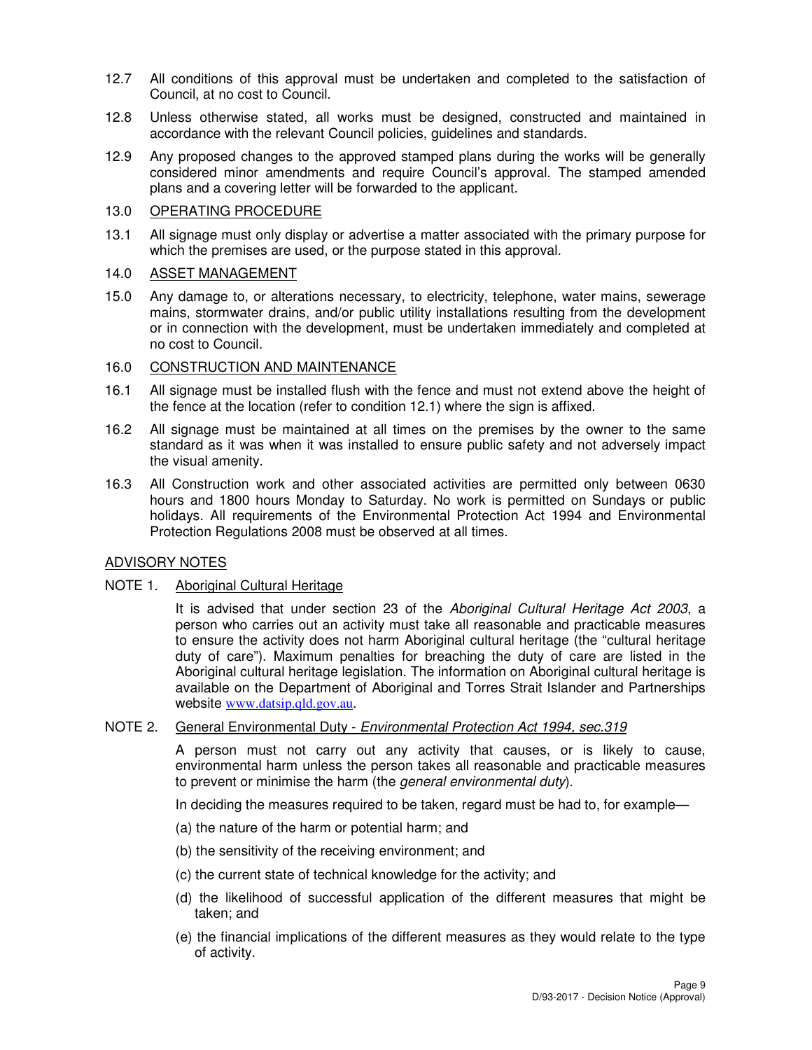12.7 All conditions of this approval must be undertaken and completed to the satisfaction of Council, at no cost to Council.

12.8 Unless otherwise stated, all works must be designed, constructed and maintained in accordance with the relevant Council policies, guidelines and standards.

12.9 Any proposed changes to the approved stamped plans during the works will be generally considered minor amendments and require Council's approval. The stamped amended plans and a covering letter will be forwarded to the applicant.

13.0 <u>OPERATING PROCEDURE</u>

13.1 All signage must only display or advertise a matter associated with the primary purpose for which the premises are used, or the purpose stated in this approval.

14.0 <u>ASSET MANAGEMENT</u>

15.0 Any damage to, or alterations necessary, to electricity, telephone, water mains, sewerage mains, stormwater drains, and/or public utility installations resulting from the development or in connection with the development, must be undertaken immediately and completed at no cost to Council.

16.0 <u>CONSTRUCTION AND MAINTENANCE</u>

16.1 All signage must be installed flush with the fence and must not extend above the height of the fence at the location (refer to condition 12.1) where the sign is affixed.

16.2 All signage must be maintained at all times on the premises by the owner to the same standard as it was when it was installed to ensure public safety and not adversely impact the visual amenity.

16.3 All Construction work and other associated activities are permitted only between 0630 hours and 1800 hours Monday to Saturday. No work is permitted on Sundays or public holidays. All requirements of the Environmental Protection Act 1994 and Environmental Protection Regulations 2008 must be observed at all times.

<u>ADVISORY NOTES</u>

NOTE 1. <u>Aboriginal Cultural Heritage</u>

It is advised that under section 23 of the *Aboriginal Cultural Heritage Act 2003*, a person who carries out an activity must take all reasonable and practicable measures to ensure the activity does not harm Aboriginal cultural heritage (the "cultural heritage duty of care"). Maximum penalties for breaching the duty of care are listed in the Aboriginal cultural heritage legislation. The information on Aboriginal cultural heritage is available on the Department of Aboriginal and Torres Strait Islander and Partnerships website www.datsip.qld.gov.au.

NOTE 2. <u>General Environmental Duty - *Environmental Protection Act 1994, sec.319*</u>

A person must not carry out any activity that causes, or is likely to cause, environmental harm unless the person takes all reasonable and practicable measures to prevent or minimise the harm (the *general environmental duty*).

In deciding the measures required to be taken, regard must be had to, for example—

(a) the nature of the harm or potential harm; and

(b) the sensitivity of the receiving environment; and

(c) the current state of technical knowledge for the activity; and

(d) the likelihood of successful application of the different measures that might be taken; and

(e) the financial implications of the different measures as they would relate to the type of activity.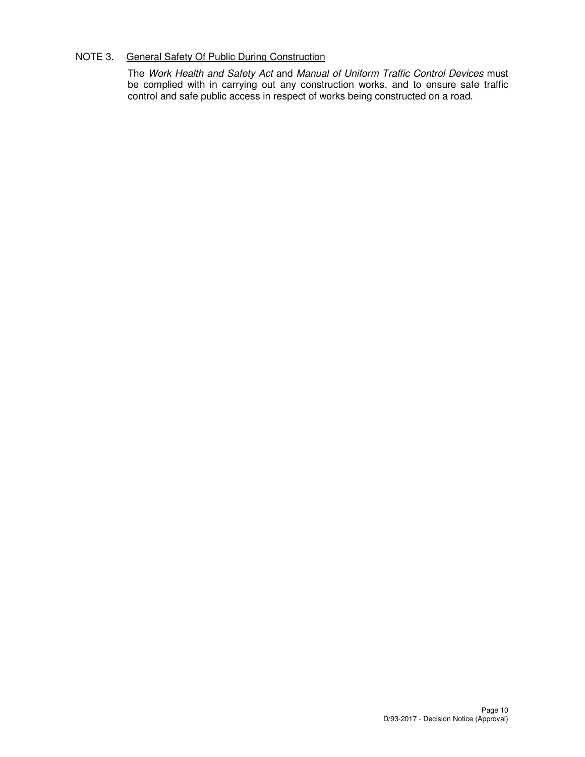NOTE 3. <u>General Safety Of Public During Construction</u>

The *Work Health and Safety Act* and *Manual of Uniform Traffic Control Devices* must be complied with in carrying out any construction works, and to ensure safe traffic control and safe public access in respect of works being constructed on a road.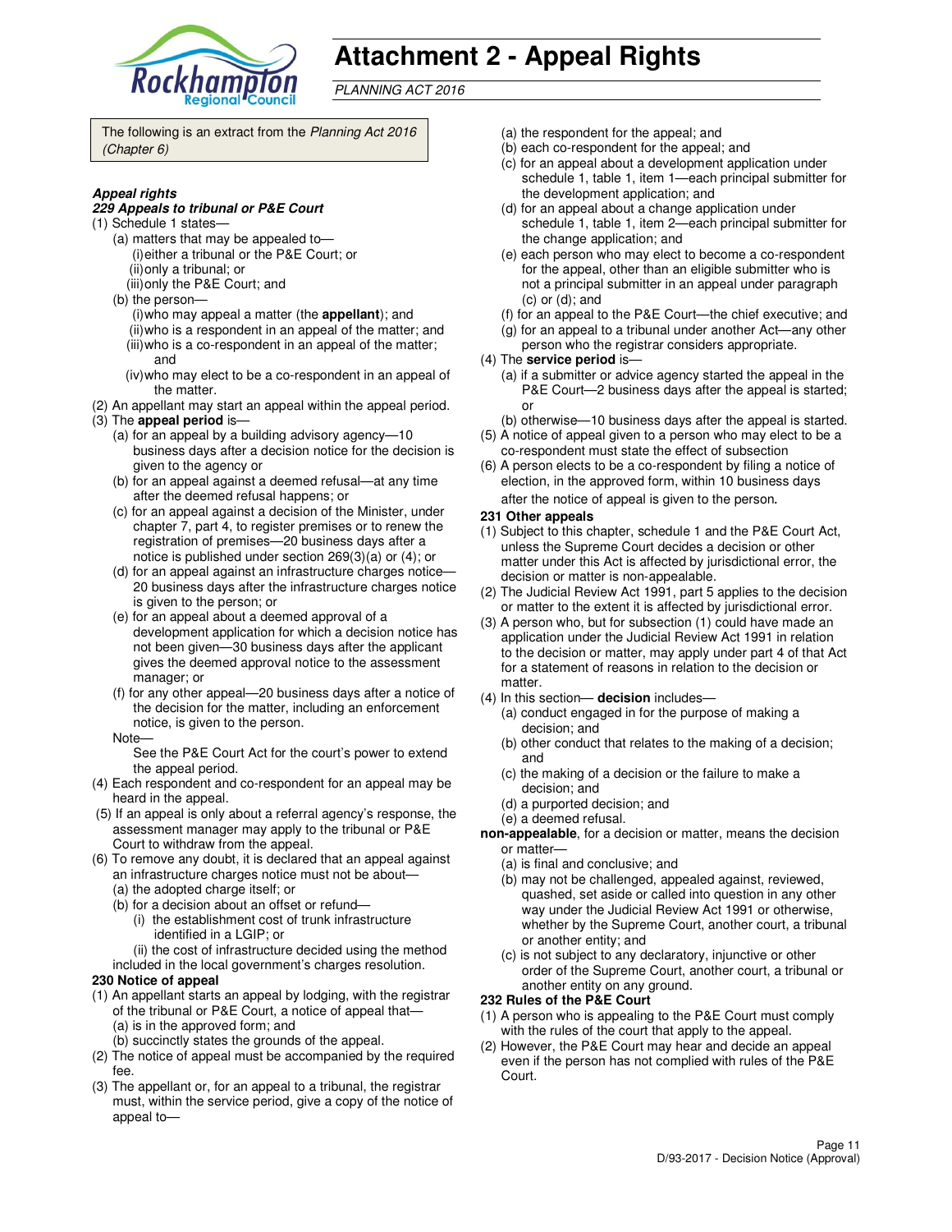# Attachment 2 - Appeal Rights

*PLANNING ACT 2016*

The following is an extract from the *Planning Act 2016 (Chapter 6)*

***Appeal rights***

***229 Appeals to tribunal or P&E Court***

(1) Schedule 1 states—

(a) matters that may be appealed to—

(i) either a tribunal or the P&E Court; or

(ii) only a tribunal; or

(iii) only the P&E Court; and

(b) the person—

(i) who may appeal a matter (the **appellant**); and

(ii) who is a respondent in an appeal of the matter; and

(iii) who is a co-respondent in an appeal of the matter; and

(iv) who may elect to be a co-respondent in an appeal of the matter.

(2) An appellant may start an appeal within the appeal period.

(3) The **appeal period** is—

(a) for an appeal by a building advisory agency—10 business days after a decision notice for the decision is given to the agency or

(b) for an appeal against a deemed refusal—at any time after the deemed refusal happens; or

(c) for an appeal against a decision of the Minister, under chapter 7, part 4, to register premises or to renew the registration of premises—20 business days after a notice is published under section 269(3)(a) or (4); or

(d) for an appeal against an infrastructure charges notice—20 business days after the infrastructure charges notice is given to the person; or

(e) for an appeal about a deemed approval of a development application for which a decision notice has not been given—30 business days after the applicant gives the deemed approval notice to the assessment manager; or

(f) for any other appeal—20 business days after a notice of the decision for the matter, including an enforcement notice, is given to the person.

Note—

See the P&E Court Act for the court's power to extend the appeal period.

(4) Each respondent and co-respondent for an appeal may be heard in the appeal.

(5) If an appeal is only about a referral agency's response, the assessment manager may apply to the tribunal or P&E Court to withdraw from the appeal.

(6) To remove any doubt, it is declared that an appeal against an infrastructure charges notice must not be about—

(a) the adopted charge itself; or

(b) for a decision about an offset or refund—

(i) the establishment cost of trunk infrastructure identified in a LGIP; or

(ii) the cost of infrastructure decided using the method included in the local government's charges resolution.

**230 Notice of appeal**

(1) An appellant starts an appeal by lodging, with the registrar of the tribunal or P&E Court, a notice of appeal that—

(a) is in the approved form; and

(b) succinctly states the grounds of the appeal.

(2) The notice of appeal must be accompanied by the required fee.

(3) The appellant or, for an appeal to a tribunal, the registrar must, within the service period, give a copy of the notice of appeal to—

(a) the respondent for the appeal; and

(b) each co-respondent for the appeal; and

(c) for an appeal about a development application under schedule 1, table 1, item 1—each principal submitter for the development application; and

(d) for an appeal about a change application under schedule 1, table 1, item 2—each principal submitter for the change application; and

(e) each person who may elect to become a co-respondent for the appeal, other than an eligible submitter who is not a principal submitter in an appeal under paragraph (c) or (d); and

(f) for an appeal to the P&E Court—the chief executive; and

(g) for an appeal to a tribunal under another Act—any other person who the registrar considers appropriate.

(4) The **service period** is—

(a) if a submitter or advice agency started the appeal in the P&E Court—2 business days after the appeal is started; or

(b) otherwise—10 business days after the appeal is started.

(5) A notice of appeal given to a person who may elect to be a co-respondent must state the effect of subsection

(6) A person elects to be a co-respondent by filing a notice of election, in the approved form, within 10 business days after the notice of appeal is given to the person.

**231 Other appeals**

(1) Subject to this chapter, schedule 1 and the P&E Court Act, unless the Supreme Court decides a decision or other matter under this Act is affected by jurisdictional error, the decision or matter is non-appealable.

(2) The Judicial Review Act 1991, part 5 applies to the decision or matter to the extent it is affected by jurisdictional error.

(3) A person who, but for subsection (1) could have made an application under the Judicial Review Act 1991 in relation to the decision or matter, may apply under part 4 of that Act for a statement of reasons in relation to the decision or matter.

(4) In this section— **decision** includes—

(a) conduct engaged in for the purpose of making a decision; and

(b) other conduct that relates to the making of a decision; and

(c) the making of a decision or the failure to make a decision; and

(d) a purported decision; and

(e) a deemed refusal.

**non-appealable**, for a decision or matter, means the decision or matter—

(a) is final and conclusive; and

(b) may not be challenged, appealed against, reviewed, quashed, set aside or called into question in any other way under the Judicial Review Act 1991 or otherwise, whether by the Supreme Court, another court, a tribunal or another entity; and

(c) is not subject to any declaratory, injunctive or other order of the Supreme Court, another court, a tribunal or another entity on any ground.

**232 Rules of the P&E Court**

(1) A person who is appealing to the P&E Court must comply with the rules of the court that apply to the appeal.

(2) However, the P&E Court may hear and decide an appeal even if the person has not complied with rules of the P&E Court.

D/93-2017 - Decision Notice (Approval)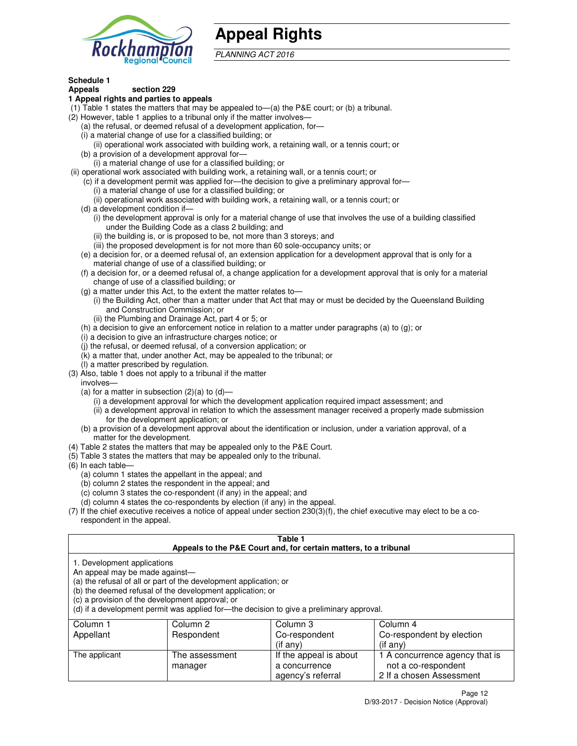# Appeal Rights

*PLANNING ACT 2016*

**Schedule 1**
**Appeals** **section 229**

**1 Appeal rights and parties to appeals**

(1) Table 1 states the matters that may be appealed to—(a) the P&E court; or (b) a tribunal.

(2) However, table 1 applies to a tribunal only if the matter involves—

(a) the refusal, or deemed refusal of a development application, for—

(i) a material change of use for a classified building; or

(ii) operational work associated with building work, a retaining wall, or a tennis court; or

(b) a provision of a development approval for—

(i) a material change of use for a classified building; or

(ii) operational work associated with building work, a retaining wall, or a tennis court; or

(c) if a development permit was applied for—the decision to give a preliminary approval for—

(i) a material change of use for a classified building; or

(ii) operational work associated with building work, a retaining wall, or a tennis court; or

(d) a development condition if—

(i) the development approval is only for a material change of use that involves the use of a building classified under the Building Code as a class 2 building; and

(ii) the building is, or is proposed to be, not more than 3 storeys; and

(iii) the proposed development is for not more than 60 sole-occupancy units; or

(e) a decision for, or a deemed refusal of, an extension application for a development approval that is only for a material change of use of a classified building; or

(f) a decision for, or a deemed refusal of, a change application for a development approval that is only for a material change of use of a classified building; or

(g) a matter under this Act, to the extent the matter relates to—

(i) the Building Act, other than a matter under that Act that may or must be decided by the Queensland Building and Construction Commission; or

(ii) the Plumbing and Drainage Act, part 4 or 5; or

(h) a decision to give an enforcement notice in relation to a matter under paragraphs (a) to (g); or

(i) a decision to give an infrastructure charges notice; or

(j) the refusal, or deemed refusal, of a conversion application; or

(k) a matter that, under another Act, may be appealed to the tribunal; or

(l) a matter prescribed by regulation.

(3) Also, table 1 does not apply to a tribunal if the matter involves—

(a) for a matter in subsection (2)(a) to (d)—

(i) a development approval for which the development application required impact assessment; and

(ii) a development approval in relation to which the assessment manager received a properly made submission for the development application; or

(b) a provision of a development approval about the identification or inclusion, under a variation approval, of a matter for the development.

(4) Table 2 states the matters that may be appealed only to the P&E Court.

(5) Table 3 states the matters that may be appealed only to the tribunal.

(6) In each table—

(a) column 1 states the appellant in the appeal; and

(b) column 2 states the respondent in the appeal; and

(c) column 3 states the co-respondent (if any) in the appeal; and

(d) column 4 states the co-respondents by election (if any) in the appeal.

(7) If the chief executive receives a notice of appeal under section 230(3)(f), the chief executive may elect to be a co-respondent in the appeal.

**Table 1**
**Appeals to the P&E Court and, for certain matters, to a tribunal**

1. Development applications

An appeal may be made against—

(a) the refusal of all or part of the development application; or

(b) the deemed refusal of the development application; or

(c) a provision of the development approval; or

(d) if a development permit was applied for—the decision to give a preliminary approval.

| Column 1<br>Appellant | Column 2<br>Respondent | Column 3<br>Co-respondent<br>(if any) | Column 4<br>Co-respondent by election<br>(if any) |
|---|---|---|---|
| The applicant | The assessment manager | If the appeal is about a concurrence agency's referral | 1 A concurrence agency that is not a co-respondent<br>2 If a chosen Assessment |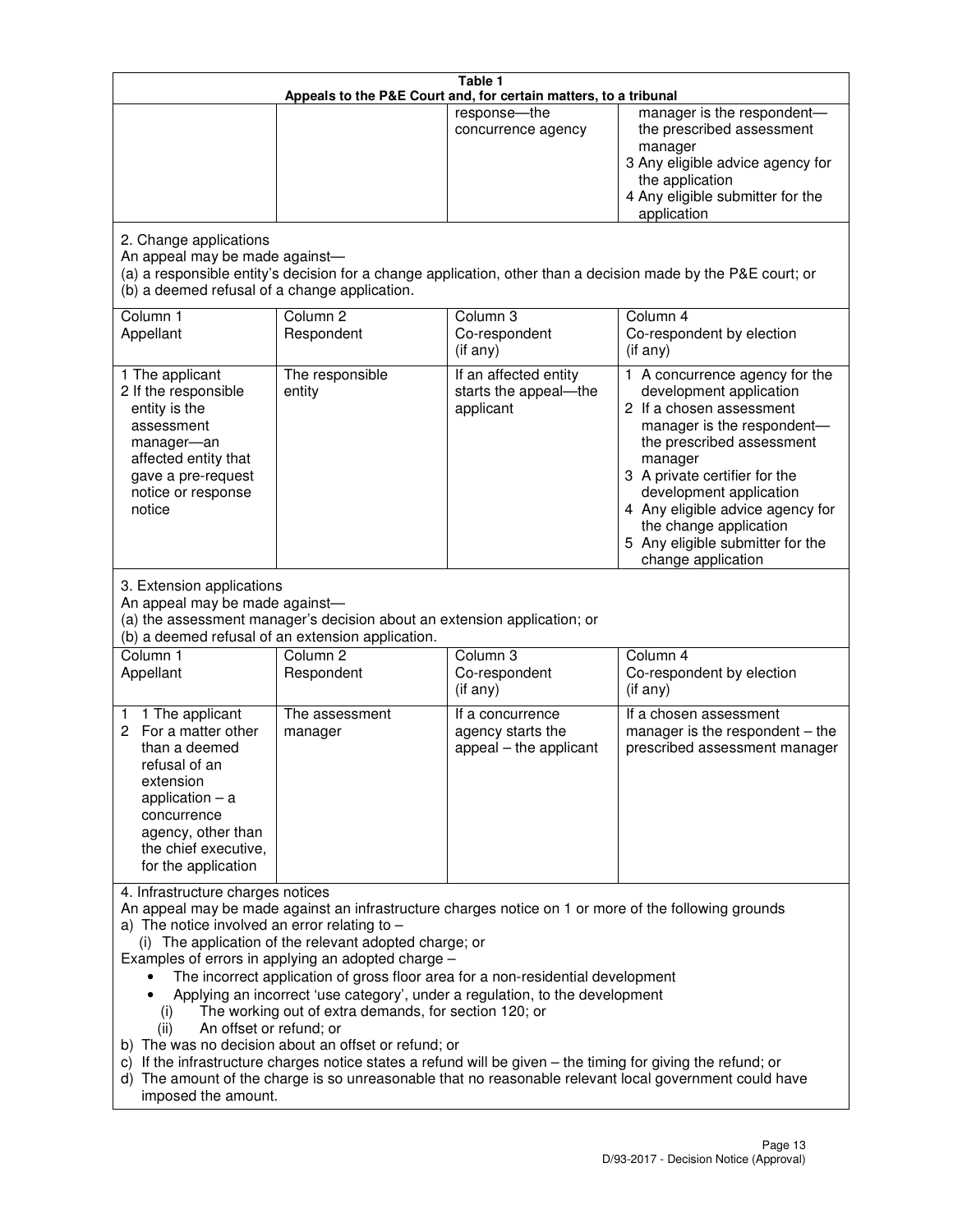**Table 1**
**Appeals to the P&E Court and, for certain matters, to a tribunal**

| | | | |
|---|---|---|---|
| | | response—the concurrence agency | manager is the respondent—the prescribed assessment manager<br>3 Any eligible advice agency for the application<br>4 Any eligible submitter for the application |

2. Change applications

An appeal may be made against—

(a) a responsible entity's decision for a change application, other than a decision made by the P&E court; or

(b) a deemed refusal of a change application.

| Column 1<br>Appellant | Column 2<br>Respondent | Column 3<br>Co-respondent<br>(if any) | Column 4<br>Co-respondent by election<br>(if any) |
|---|---|---|---|
| 1 The applicant<br>2 If the responsible entity is the assessment manager—an affected entity that gave a pre-request notice or response notice | The responsible entity | If an affected entity starts the appeal—the applicant | 1 A concurrence agency for the development application<br>2 If a chosen assessment manager is the respondent—the prescribed assessment manager<br>3 A private certifier for the development application<br>4 Any eligible advice agency for the change application<br>5 Any eligible submitter for the change application |

3. Extension applications

An appeal may be made against—

(a) the assessment manager's decision about an extension application; or

(b) a deemed refusal of an extension application.

| Column 1<br>Appellant | Column 2<br>Respondent | Column 3<br>Co-respondent<br>(if any) | Column 4<br>Co-respondent by election<br>(if any) |
|---|---|---|---|
| 1 1 The applicant<br>2 For a matter other than a deemed refusal of an extension application – a concurrence agency, other than the chief executive, for the application | The assessment manager | If a concurrence agency starts the appeal – the applicant | If a chosen assessment manager is the respondent – the prescribed assessment manager |

4. Infrastructure charges notices

An appeal may be made against an infrastructure charges notice on 1 or more of the following grounds

a) The notice involved an error relating to –
   (i) The application of the relevant adopted charge; or

Examples of errors in applying an adopted charge –
- The incorrect application of gross floor area for a non-residential development
- Applying an incorrect 'use category', under a regulation, to the development
   (i) The working out of extra demands, for section 120; or
   (ii) An offset or refund; or

b) The was no decision about an offset or refund; or

c) If the infrastructure charges notice states a refund will be given – the timing for giving the refund; or

d) The amount of the charge is so unreasonable that no reasonable relevant local government could have imposed the amount.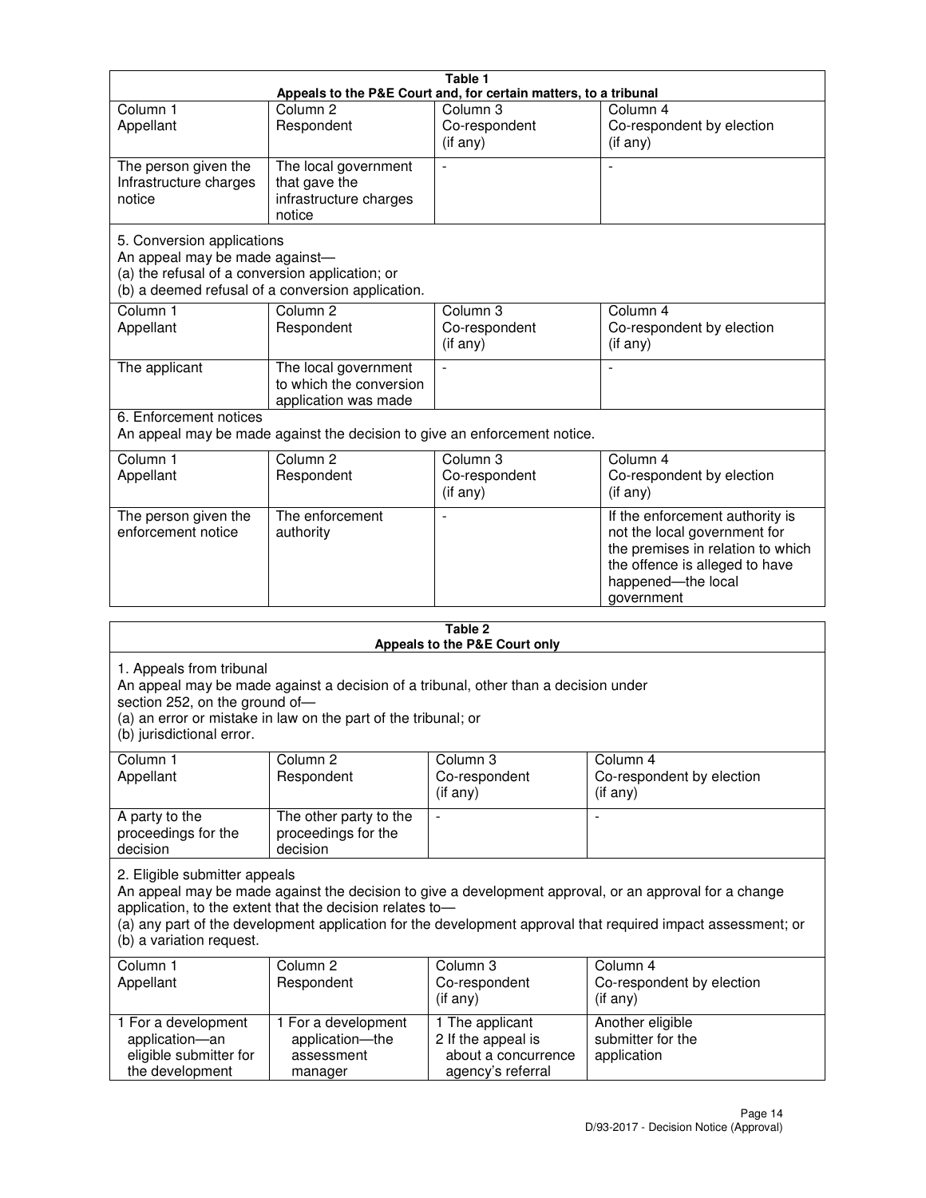| Table 1<br>Appeals to the P&E Court and, for certain matters, to a tribunal | | | |
|---|---|---|---|
| Column 1<br>Appellant | Column 2<br>Respondent | Column 3<br>Co-respondent<br>(if any) | Column 4<br>Co-respondent by election<br>(if any) |
| The person given the Infrastructure charges notice | The local government that gave the infrastructure charges notice | - | - |
| 5. Conversion applications<br>An appeal may be made against—<br>(a) the refusal of a conversion application; or<br>(b) a deemed refusal of a conversion application. | | | |
| Column 1<br>Appellant | Column 2<br>Respondent | Column 3<br>Co-respondent<br>(if any) | Column 4<br>Co-respondent by election<br>(if any) |
| The applicant | The local government to which the conversion application was made | - | - |
| 6. Enforcement notices<br>An appeal may be made against the decision to give an enforcement notice. | | | |
| Column 1<br>Appellant | Column 2<br>Respondent | Column 3<br>Co-respondent<br>(if any) | Column 4<br>Co-respondent by election<br>(if any) |
| The person given the enforcement notice | The enforcement authority | - | If the enforcement authority is not the local government for the premises in relation to which the offence is alleged to have happened—the local government |

| Table 2<br>Appeals to the P&E Court only | | | |
|---|---|---|---|
| 1. Appeals from tribunal<br>An appeal may be made against a decision of a tribunal, other than a decision under section 252, on the ground of—<br>(a) an error or mistake in law on the part of the tribunal; or<br>(b) jurisdictional error. | | | |
| Column 1<br>Appellant | Column 2<br>Respondent | Column 3<br>Co-respondent<br>(if any) | Column 4<br>Co-respondent by election<br>(if any) |
| A party to the proceedings for the decision | The other party to the proceedings for the decision | - | - |
| 2. Eligible submitter appeals<br>An appeal may be made against the decision to give a development approval, or an approval for a change application, to the extent that the decision relates to—<br>(a) any part of the development application for the development approval that required impact assessment; or<br>(b) a variation request. | | | |
| Column 1<br>Appellant | Column 2<br>Respondent | Column 3<br>Co-respondent<br>(if any) | Column 4<br>Co-respondent by election<br>(if any) |
| 1 For a development application—an eligible submitter for the development | 1 For a development application—the assessment manager | 1 The applicant<br>2 If the appeal is about a concurrence agency's referral | Another eligible submitter for the application |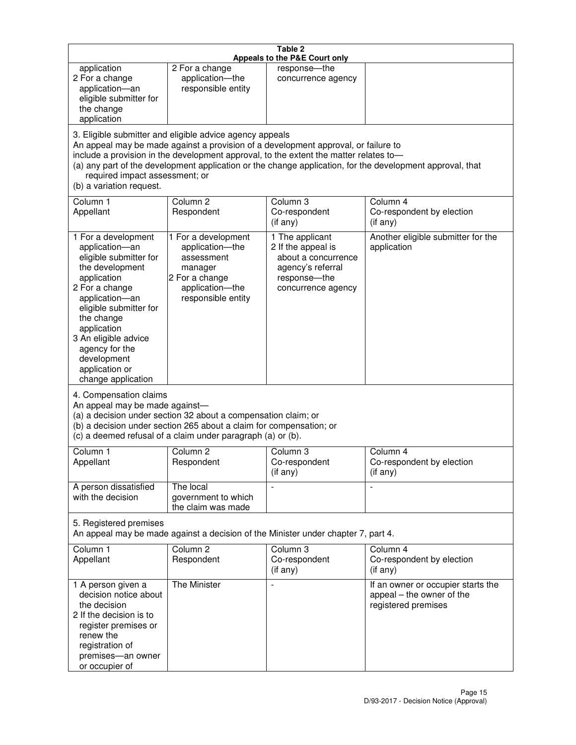**Table 2**
**Appeals to the P&E Court only**

| | | | |
|---|---|---|---|
| application<br>2 For a change application—an eligible submitter for the change application | 2 For a change application—the responsible entity | response—the concurrence agency | |

3. Eligible submitter and eligible advice agency appeals

An appeal may be made against a provision of a development approval, or failure to include a provision in the development approval, to the extent the matter relates to—

(a) any part of the development application or the change application, for the development approval, that required impact assessment; or

(b) a variation request.

| Column 1<br>Appellant | Column 2<br>Respondent | Column 3<br>Co-respondent<br>(if any) | Column 4<br>Co-respondent by election<br>(if any) |
|---|---|---|---|
| 1 For a development application—an eligible submitter for the development application<br>2 For a change application—an eligible submitter for the change application<br>3 An eligible advice agency for the development application or change application | 1 For a development application—the assessment manager<br>2 For a change application—the responsible entity | 1 The applicant<br>2 If the appeal is about a concurrence agency's referral response—the concurrence agency | Another eligible submitter for the application |

4. Compensation claims

An appeal may be made against—

(a) a decision under section 32 about a compensation claim; or

(b) a decision under section 265 about a claim for compensation; or

(c) a deemed refusal of a claim under paragraph (a) or (b).

| Column 1<br>Appellant | Column 2<br>Respondent | Column 3<br>Co-respondent<br>(if any) | Column 4<br>Co-respondent by election<br>(if any) |
|---|---|---|---|
| A person dissatisfied with the decision | The local government to which the claim was made | - | - |

5. Registered premises

An appeal may be made against a decision of the Minister under chapter 7, part 4.

| Column 1<br>Appellant | Column 2<br>Respondent | Column 3<br>Co-respondent<br>(if any) | Column 4<br>Co-respondent by election<br>(if any) |
|---|---|---|---|
| 1 A person given a decision notice about the decision<br>2 If the decision is to register premises or renew the registration of premises—an owner or occupier of | The Minister | - | If an owner or occupier starts the appeal – the owner of the registered premises |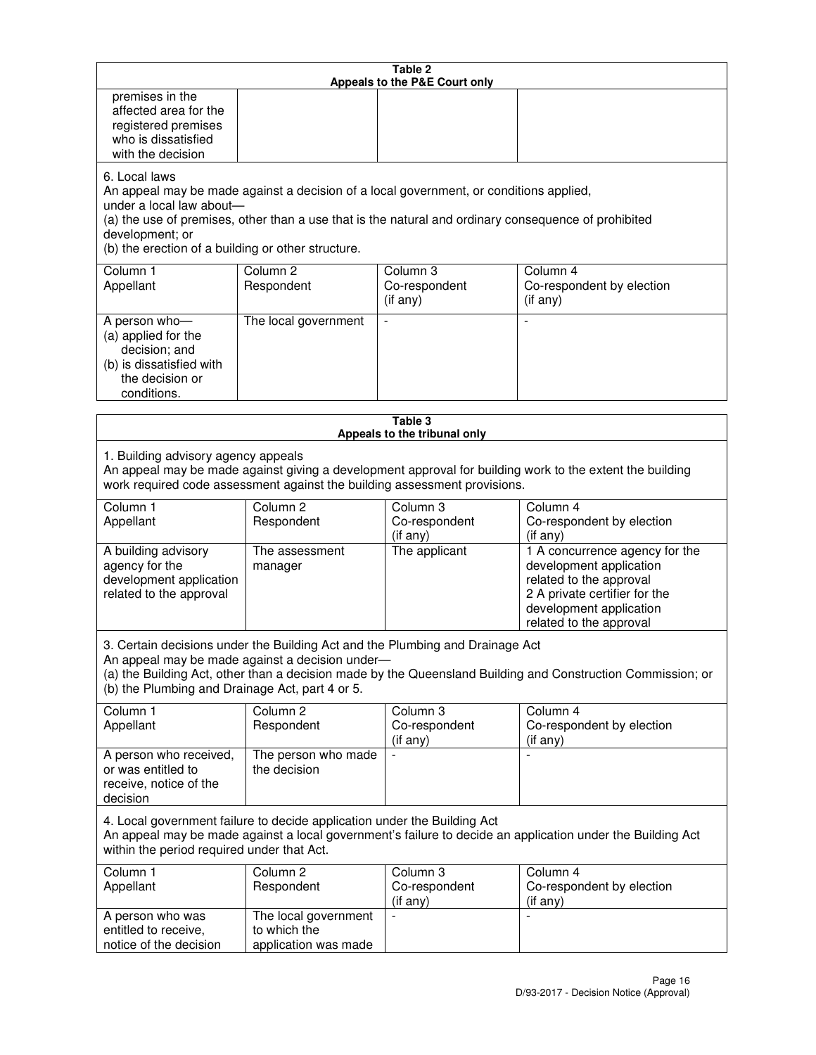| Table 2<br>Appeals to the P&E Court only | | | |
|---|---|---|---|
| premises in the affected area for the registered premises who is dissatisfied with the decision | | | |

6. Local laws
An appeal may be made against a decision of a local government, or conditions applied, under a local law about—
(a) the use of premises, other than a use that is the natural and ordinary consequence of prohibited development; or
(b) the erection of a building or other structure.

| Column 1<br>Appellant | Column 2<br>Respondent | Column 3<br>Co-respondent<br>(if any) | Column 4<br>Co-respondent by election<br>(if any) |
|---|---|---|---|
| A person who—<br>(a) applied for the decision; and<br>(b) is dissatisfied with the decision or conditions. | The local government | - | - |

**Table 3**
**Appeals to the tribunal only**

1. Building advisory agency appeals
An appeal may be made against giving a development approval for building work to the extent the building work required code assessment against the building assessment provisions.

| Column 1<br>Appellant | Column 2<br>Respondent | Column 3<br>Co-respondent<br>(if any) | Column 4<br>Co-respondent by election<br>(if any) |
|---|---|---|---|
| A building advisory agency for the development application related to the approval | The assessment manager | The applicant | 1 A concurrence agency for the development application related to the approval<br>2 A private certifier for the development application related to the approval |

3. Certain decisions under the Building Act and the Plumbing and Drainage Act
An appeal may be made against a decision under—
(a) the Building Act, other than a decision made by the Queensland Building and Construction Commission; or
(b) the Plumbing and Drainage Act, part 4 or 5.

| Column 1<br>Appellant | Column 2<br>Respondent | Column 3<br>Co-respondent<br>(if any) | Column 4<br>Co-respondent by election<br>(if any) |
|---|---|---|---|
| A person who received, or was entitled to receive, notice of the decision | The person who made the decision | - | - |

4. Local government failure to decide application under the Building Act
An appeal may be made against a local government's failure to decide an application under the Building Act within the period required under that Act.

| Column 1<br>Appellant | Column 2<br>Respondent | Column 3<br>Co-respondent<br>(if any) | Column 4<br>Co-respondent by election<br>(if any) |
|---|---|---|---|
| A person who was entitled to receive, notice of the decision | The local government to which the application was made | - | - |

D/93-2017 - Decision Notice (Approval)